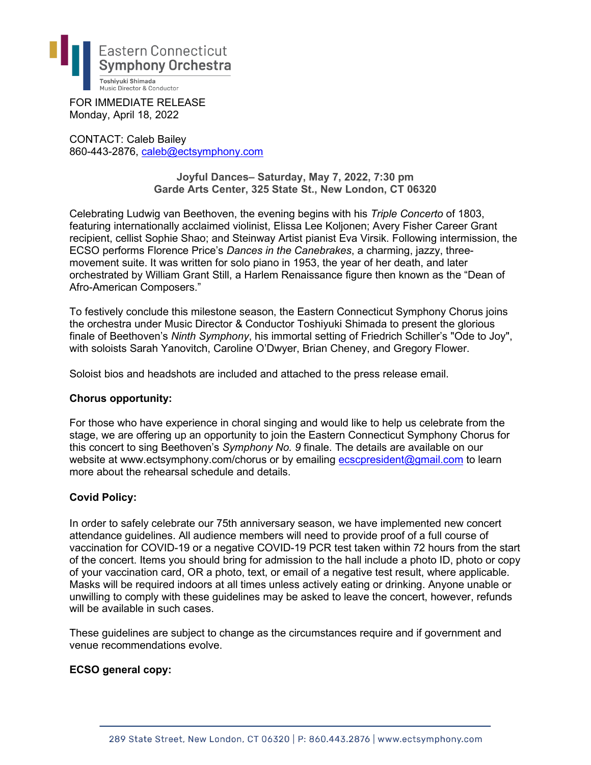Eastern Connecticut
Symphony Orchestra

Toshiyuki Shimada
Music Director & Conductor

FOR IMMEDIATE RELEASE
Monday, April 18, 2022

CONTACT: Caleb Bailey
860-443-2876, caleb@ectsymphony.com

**Joyful Dances– Saturday, May 7, 2022, 7:30 pm**
**Garde Arts Center, 325 State St., New London, CT 06320**

Celebrating Ludwig van Beethoven, the evening begins with his *Triple Concerto* of 1803, featuring internationally acclaimed violinist, Elissa Lee Koljonen; Avery Fisher Career Grant recipient, cellist Sophie Shao; and Steinway Artist pianist Eva Virsik. Following intermission, the ECSO performs Florence Price's *Dances in the Canebrakes*, a charming, jazzy, three-movement suite. It was written for solo piano in 1953, the year of her death, and later orchestrated by William Grant Still, a Harlem Renaissance figure then known as the "Dean of Afro-American Composers."

To festively conclude this milestone season, the Eastern Connecticut Symphony Chorus joins the orchestra under Music Director & Conductor Toshiyuki Shimada to present the glorious finale of Beethoven's *Ninth Symphony*, his immortal setting of Friedrich Schiller's "Ode to Joy", with soloists Sarah Yanovitch, Caroline O'Dwyer, Brian Cheney, and Gregory Flower.

Soloist bios and headshots are included and attached to the press release email.

**Chorus opportunity:**

For those who have experience in choral singing and would like to help us celebrate from the stage, we are offering up an opportunity to join the Eastern Connecticut Symphony Chorus for this concert to sing Beethoven's *Symphony No. 9* finale. The details are available on our website at www.ectsymphony.com/chorus or by emailing ecscpresident@gmail.com to learn more about the rehearsal schedule and details.

**Covid Policy:**

In order to safely celebrate our 75th anniversary season, we have implemented new concert attendance guidelines. All audience members will need to provide proof of a full course of vaccination for COVID-19 or a negative COVID-19 PCR test taken within 72 hours from the start of the concert. Items you should bring for admission to the hall include a photo ID, photo or copy of your vaccination card, OR a photo, text, or email of a negative test result, where applicable. Masks will be required indoors at all times unless actively eating or drinking. Anyone unable or unwilling to comply with these guidelines may be asked to leave the concert, however, refunds will be available in such cases.

These guidelines are subject to change as the circumstances require and if government and venue recommendations evolve.

**ECSO general copy:**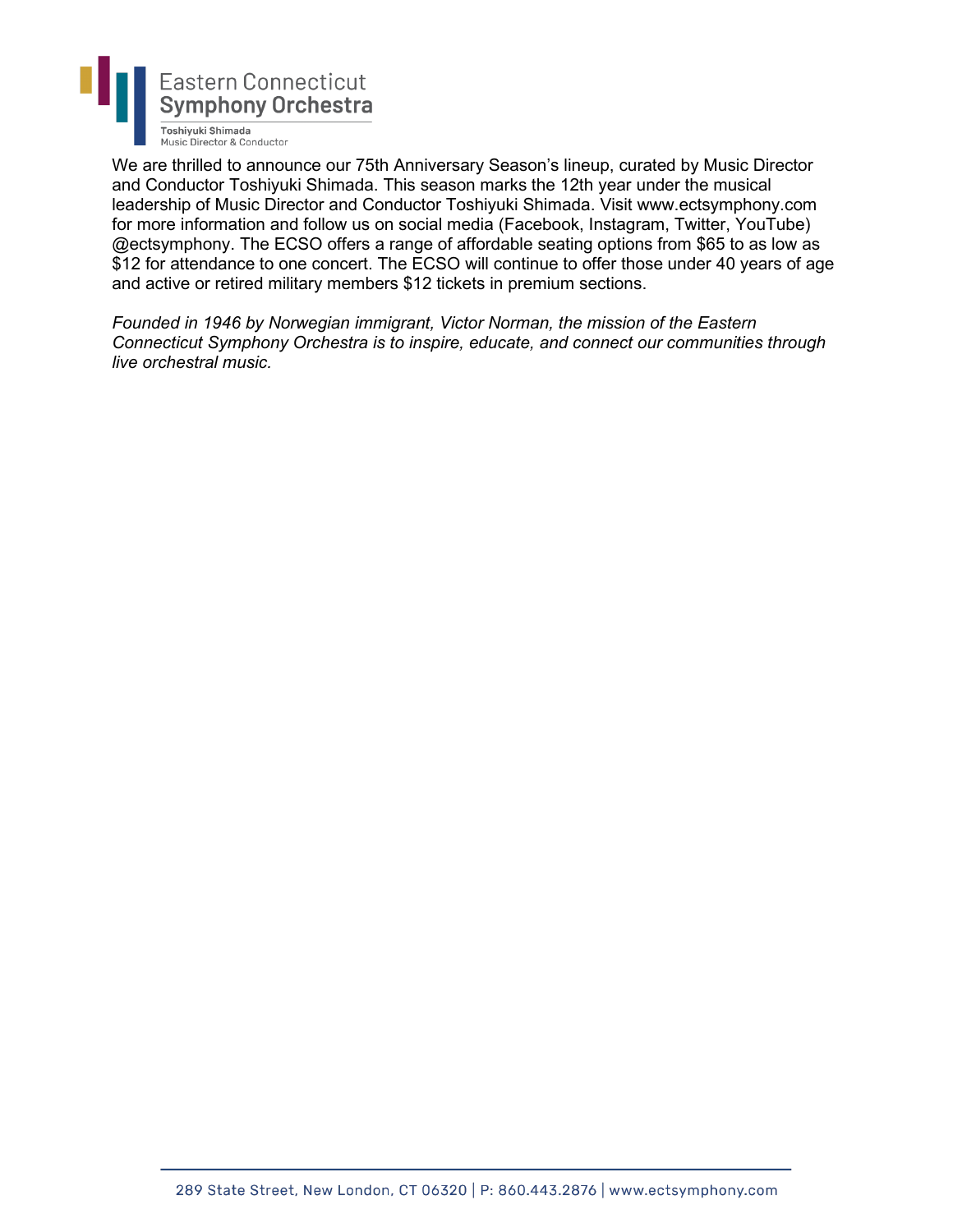We are thrilled to announce our 75th Anniversary Season's lineup, curated by Music Director and Conductor Toshiyuki Shimada. This season marks the 12th year under the musical leadership of Music Director and Conductor Toshiyuki Shimada. Visit www.ectsymphony.com for more information and follow us on social media (Facebook, Instagram, Twitter, YouTube) @ectsymphony. The ECSO offers a range of affordable seating options from $65 to as low as $12 for attendance to one concert. The ECSO will continue to offer those under 40 years of age and active or retired military members $12 tickets in premium sections.

*Founded in 1946 by Norwegian immigrant, Victor Norman, the mission of the Eastern Connecticut Symphony Orchestra is to inspire, educate, and connect our communities through live orchestral music.*